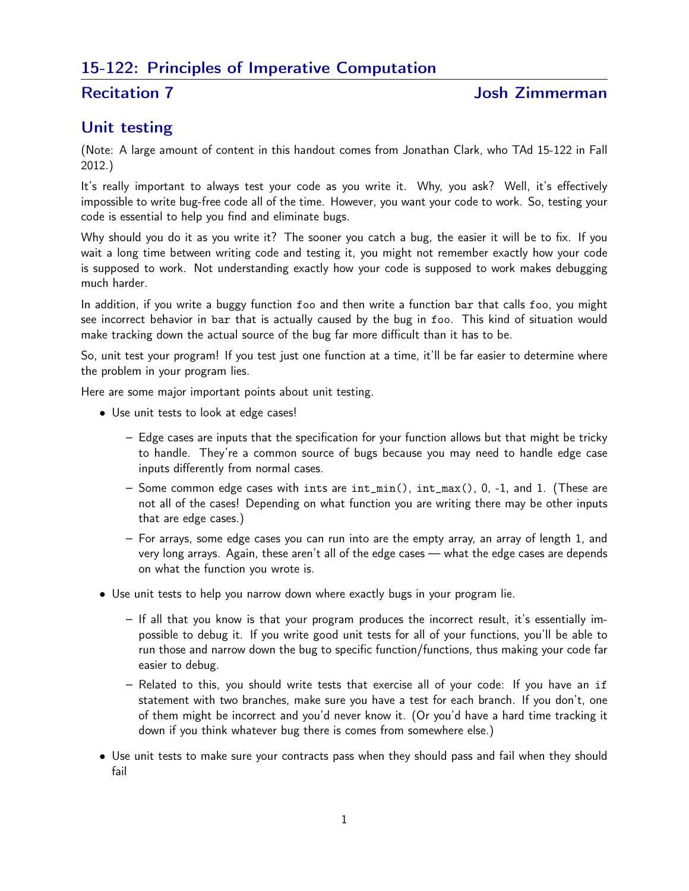# 15-122: Principles of Imperative Computation

## Recitation 7 — Josh Zimmerman

## Unit testing

(Note: A large amount of content in this handout comes from Jonathan Clark, who TAd 15-122 in Fall 2012.)

It's really important to always test your code as you write it. Why, you ask? Well, it's effectively impossible to write bug-free code all of the time. However, you want your code to work. So, testing your code is essential to help you find and eliminate bugs.

Why should you do it as you write it? The sooner you catch a bug, the easier it will be to fix. If you wait a long time between writing code and testing it, you might not remember exactly how your code is supposed to work. Not understanding exactly how your code is supposed to work makes debugging much harder.

In addition, if you write a buggy function `foo` and then write a function `bar` that calls `foo`, you might see incorrect behavior in `bar` that is actually caused by the bug in `foo`. This kind of situation would make tracking down the actual source of the bug far more difficult than it has to be.

So, unit test your program! If you test just one function at a time, it'll be far easier to determine where the problem in your program lies.

Here are some major important points about unit testing.

- Use unit tests to look at edge cases!
  - Edge cases are inputs that the specification for your function allows but that might be tricky to handle. They're a common source of bugs because you may need to handle edge case inputs differently from normal cases.
  - Some common edge cases with `int`s are `int_min()`, `int_max()`, 0, -1, and 1. (These are not all of the cases! Depending on what function you are writing there may be other inputs that are edge cases.)
  - For arrays, some edge cases you can run into are the empty array, an array of length 1, and very long arrays. Again, these aren't all of the edge cases — what the edge cases are depends on what the function you wrote is.
- Use unit tests to help you narrow down where exactly bugs in your program lie.
  - If all that you know is that your program produces the incorrect result, it's essentially impossible to debug it. If you write good unit tests for all of your functions, you'll be able to run those and narrow down the bug to specific function/functions, thus making your code far easier to debug.
  - Related to this, you should write tests that exercise all of your code: If you have an `if` statement with two branches, make sure you have a test for each branch. If you don't, one of them might be incorrect and you'd never know it. (Or you'd have a hard time tracking it down if you think whatever bug there is comes from somewhere else.)
- Use unit tests to make sure your contracts pass when they should pass and fail when they should fail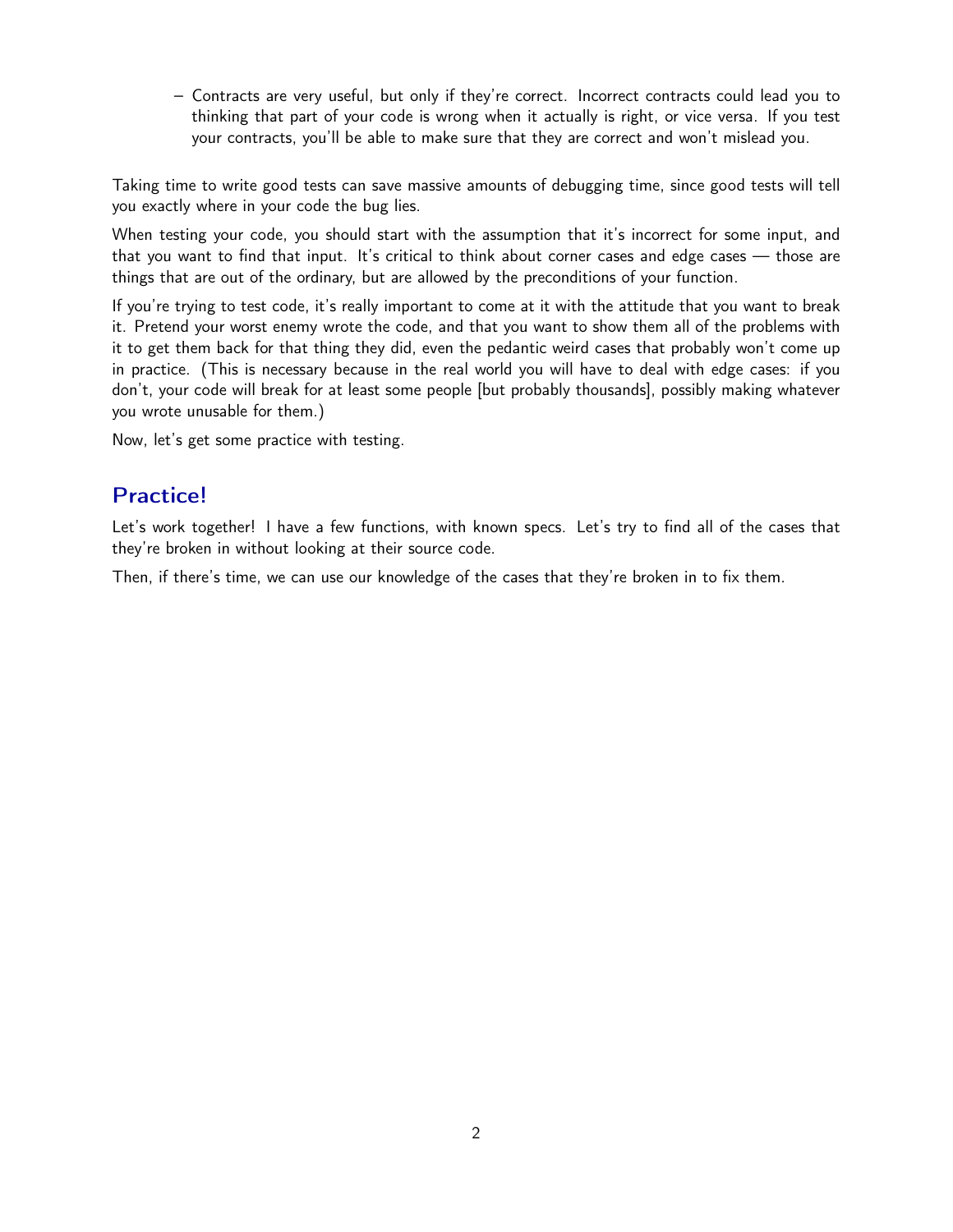- Contracts are very useful, but only if they're correct. Incorrect contracts could lead you to thinking that part of your code is wrong when it actually is right, or vice versa. If you test your contracts, you'll be able to make sure that they are correct and won't mislead you.

Taking time to write good tests can save massive amounts of debugging time, since good tests will tell you exactly where in your code the bug lies.

When testing your code, you should start with the assumption that it's incorrect for some input, and that you want to find that input. It's critical to think about corner cases and edge cases — those are things that are out of the ordinary, but are allowed by the preconditions of your function.

If you're trying to test code, it's really important to come at it with the attitude that you want to break it. Pretend your worst enemy wrote the code, and that you want to show them all of the problems with it to get them back for that thing they did, even the pedantic weird cases that probably won't come up in practice. (This is necessary because in the real world you will have to deal with edge cases: if you don't, your code will break for at least some people [but probably thousands], possibly making whatever you wrote unusable for them.)

Now, let's get some practice with testing.

## Practice!

Let's work together! I have a few functions, with known specs. Let's try to find all of the cases that they're broken in without looking at their source code.

Then, if there's time, we can use our knowledge of the cases that they're broken in to fix them.